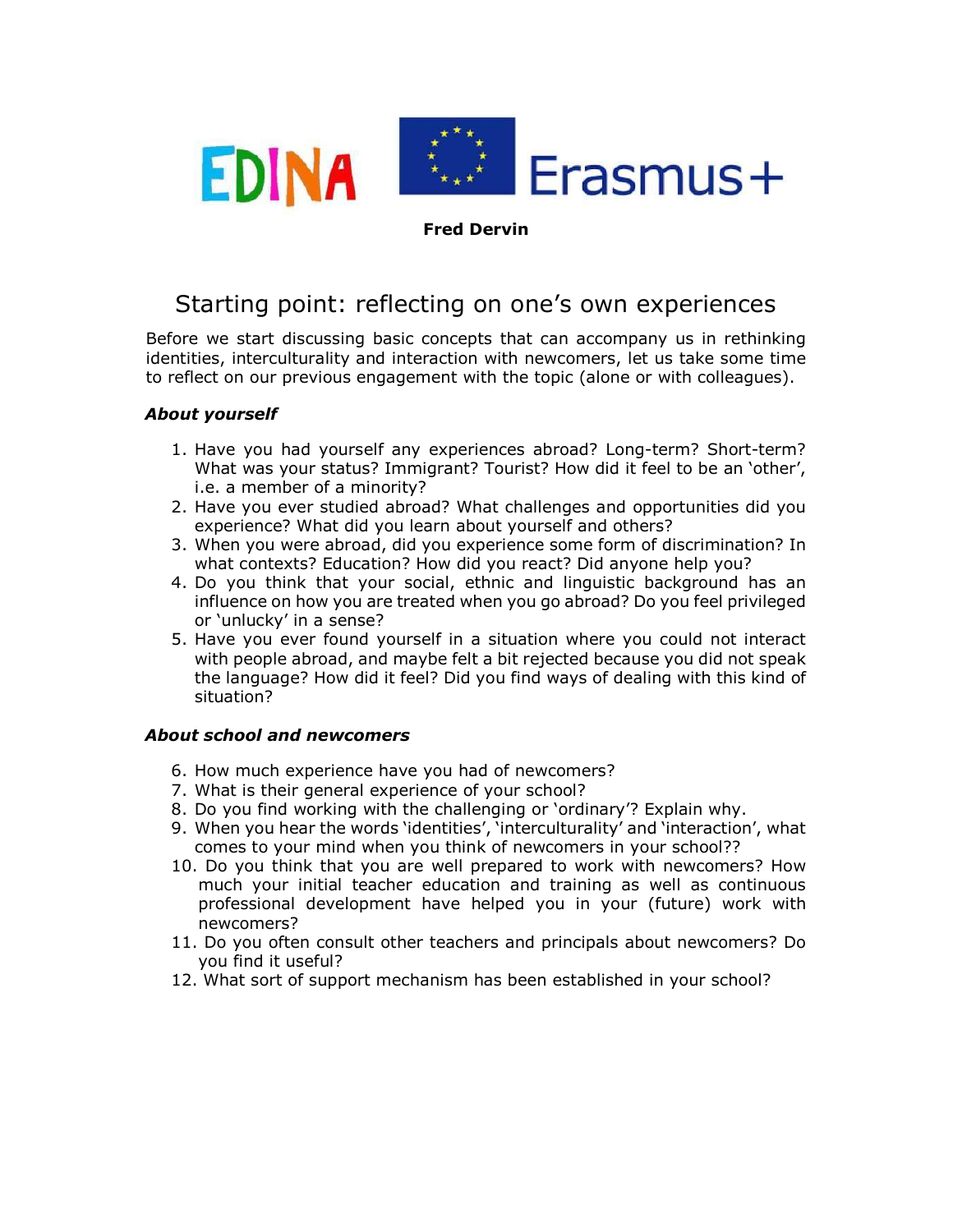**Fred Dervin**

# Starting point: reflecting on one's own experiences

Before we start discussing basic concepts that can accompany us in rethinking identities, interculturality and interaction with newcomers, let us take some time to reflect on our previous engagement with the topic (alone or with colleagues).

### *About yourself*

1. Have you had yourself any experiences abroad? Long-term? Short-term? What was your status? Immigrant? Tourist? How did it feel to be an 'other', i.e. a member of a minority?
2. Have you ever studied abroad? What challenges and opportunities did you experience? What did you learn about yourself and others?
3. When you were abroad, did you experience some form of discrimination? In what contexts? Education? How did you react? Did anyone help you?
4. Do you think that your social, ethnic and linguistic background has an influence on how you are treated when you go abroad? Do you feel privileged or 'unlucky' in a sense?
5. Have you ever found yourself in a situation where you could not interact with people abroad, and maybe felt a bit rejected because you did not speak the language? How did it feel? Did you find ways of dealing with this kind of situation?

### *About school and newcomers*

6. How much experience have you had of newcomers?
7. What is their general experience of your school?
8. Do you find working with the challenging or 'ordinary'? Explain why.
9. When you hear the words 'identities', 'interculturality' and 'interaction', what comes to your mind when you think of newcomers in your school??
10. Do you think that you are well prepared to work with newcomers? How much your initial teacher education and training as well as continuous professional development have helped you in your (future) work with newcomers?
11. Do you often consult other teachers and principals about newcomers? Do you find it useful?
12. What sort of support mechanism has been established in your school?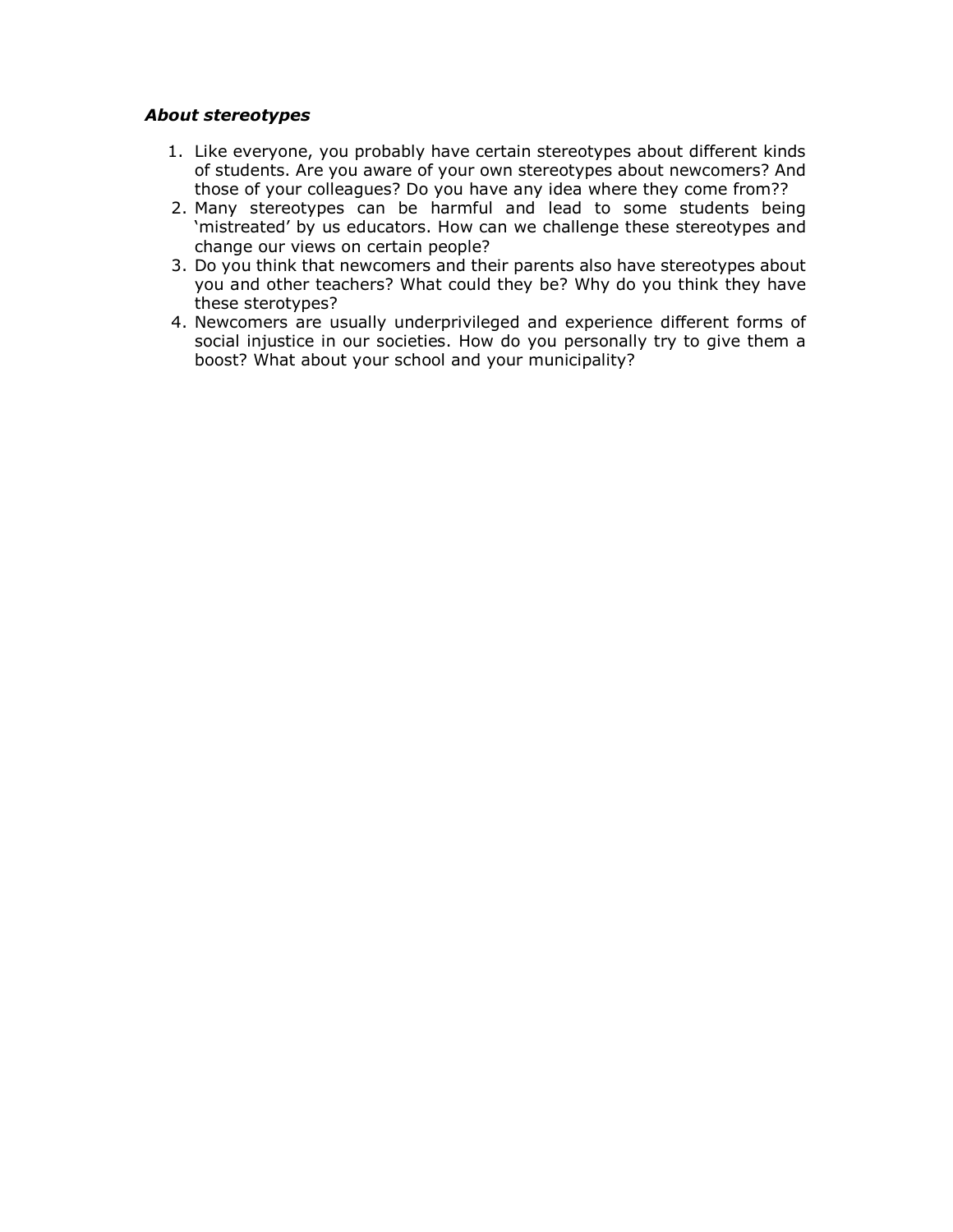***About stereotypes***

1. Like everyone, you probably have certain stereotypes about different kinds of students. Are you aware of your own stereotypes about newcomers? And those of your colleagues? Do you have any idea where they come from??
2. Many stereotypes can be harmful and lead to some students being 'mistreated' by us educators. How can we challenge these stereotypes and change our views on certain people?
3. Do you think that newcomers and their parents also have stereotypes about you and other teachers? What could they be? Why do you think they have these sterotypes?
4. Newcomers are usually underprivileged and experience different forms of social injustice in our societies. How do you personally try to give them a boost? What about your school and your municipality?